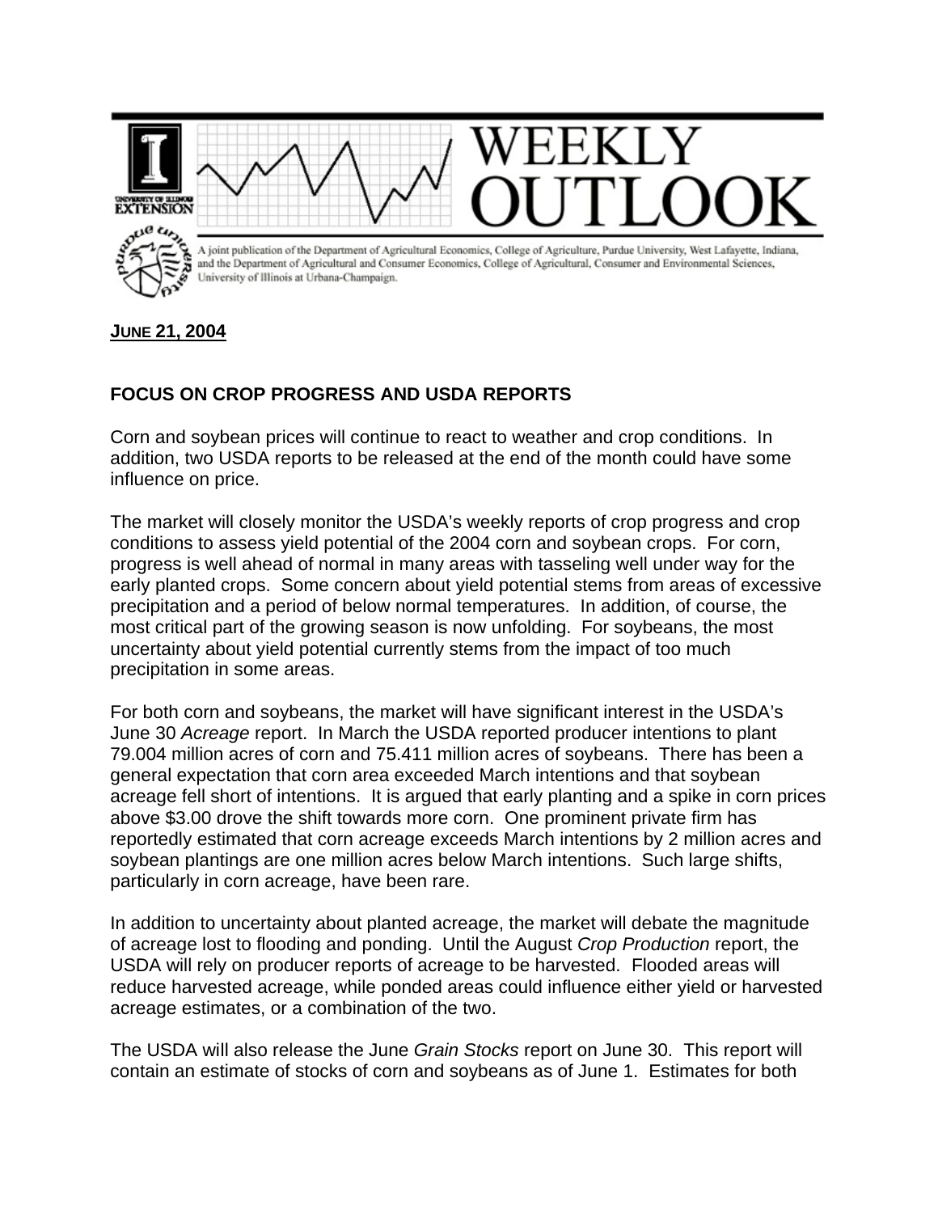# WEEKLY OUTLOOK

A joint publication of the Department of Agricultural Economics, College of Agriculture, Purdue University, West Lafayette, Indiana, and the Department of Agricultural and Consumer Economics, College of Agricultural, Consumer and Environmental Sciences, University of Illinois at Urbana-Champaign.

**JUNE 21, 2004**

## FOCUS ON CROP PROGRESS AND USDA REPORTS

Corn and soybean prices will continue to react to weather and crop conditions. In addition, two USDA reports to be released at the end of the month could have some influence on price.

The market will closely monitor the USDA's weekly reports of crop progress and crop conditions to assess yield potential of the 2004 corn and soybean crops. For corn, progress is well ahead of normal in many areas with tasseling well under way for the early planted crops. Some concern about yield potential stems from areas of excessive precipitation and a period of below normal temperatures. In addition, of course, the most critical part of the growing season is now unfolding. For soybeans, the most uncertainty about yield potential currently stems from the impact of too much precipitation in some areas.

For both corn and soybeans, the market will have significant interest in the USDA's June 30 *Acreage* report. In March the USDA reported producer intentions to plant 79.004 million acres of corn and 75.411 million acres of soybeans. There has been a general expectation that corn area exceeded March intentions and that soybean acreage fell short of intentions. It is argued that early planting and a spike in corn prices above $3.00 drove the shift towards more corn. One prominent private firm has reportedly estimated that corn acreage exceeds March intentions by 2 million acres and soybean plantings are one million acres below March intentions. Such large shifts, particularly in corn acreage, have been rare.

In addition to uncertainty about planted acreage, the market will debate the magnitude of acreage lost to flooding and ponding. Until the August *Crop Production* report, the USDA will rely on producer reports of acreage to be harvested. Flooded areas will reduce harvested acreage, while ponded areas could influence either yield or harvested acreage estimates, or a combination of the two.

The USDA will also release the June *Grain Stocks* report on June 30. This report will contain an estimate of stocks of corn and soybeans as of June 1. Estimates for both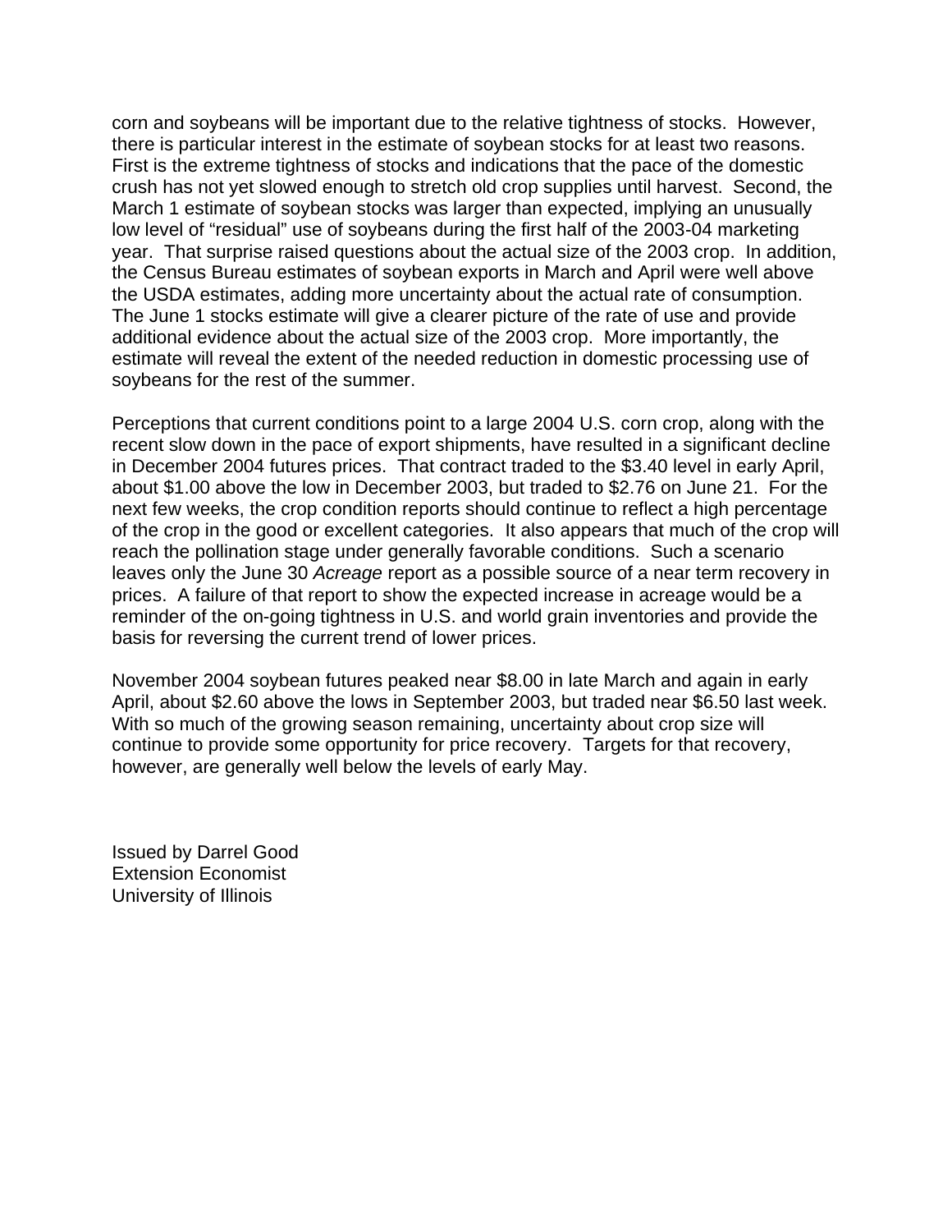corn and soybeans will be important due to the relative tightness of stocks. However, there is particular interest in the estimate of soybean stocks for at least two reasons. First is the extreme tightness of stocks and indications that the pace of the domestic crush has not yet slowed enough to stretch old crop supplies until harvest. Second, the March 1 estimate of soybean stocks was larger than expected, implying an unusually low level of "residual" use of soybeans during the first half of the 2003-04 marketing year. That surprise raised questions about the actual size of the 2003 crop. In addition, the Census Bureau estimates of soybean exports in March and April were well above the USDA estimates, adding more uncertainty about the actual rate of consumption. The June 1 stocks estimate will give a clearer picture of the rate of use and provide additional evidence about the actual size of the 2003 crop. More importantly, the estimate will reveal the extent of the needed reduction in domestic processing use of soybeans for the rest of the summer.

Perceptions that current conditions point to a large 2004 U.S. corn crop, along with the recent slow down in the pace of export shipments, have resulted in a significant decline in December 2004 futures prices. That contract traded to the $3.40 level in early April, about $1.00 above the low in December 2003, but traded to $2.76 on June 21. For the next few weeks, the crop condition reports should continue to reflect a high percentage of the crop in the good or excellent categories. It also appears that much of the crop will reach the pollination stage under generally favorable conditions. Such a scenario leaves only the June 30 *Acreage* report as a possible source of a near term recovery in prices. A failure of that report to show the expected increase in acreage would be a reminder of the on-going tightness in U.S. and world grain inventories and provide the basis for reversing the current trend of lower prices.

November 2004 soybean futures peaked near $8.00 in late March and again in early April, about $2.60 above the lows in September 2003, but traded near $6.50 last week. With so much of the growing season remaining, uncertainty about crop size will continue to provide some opportunity for price recovery. Targets for that recovery, however, are generally well below the levels of early May.

Issued by Darrel Good
Extension Economist
University of Illinois